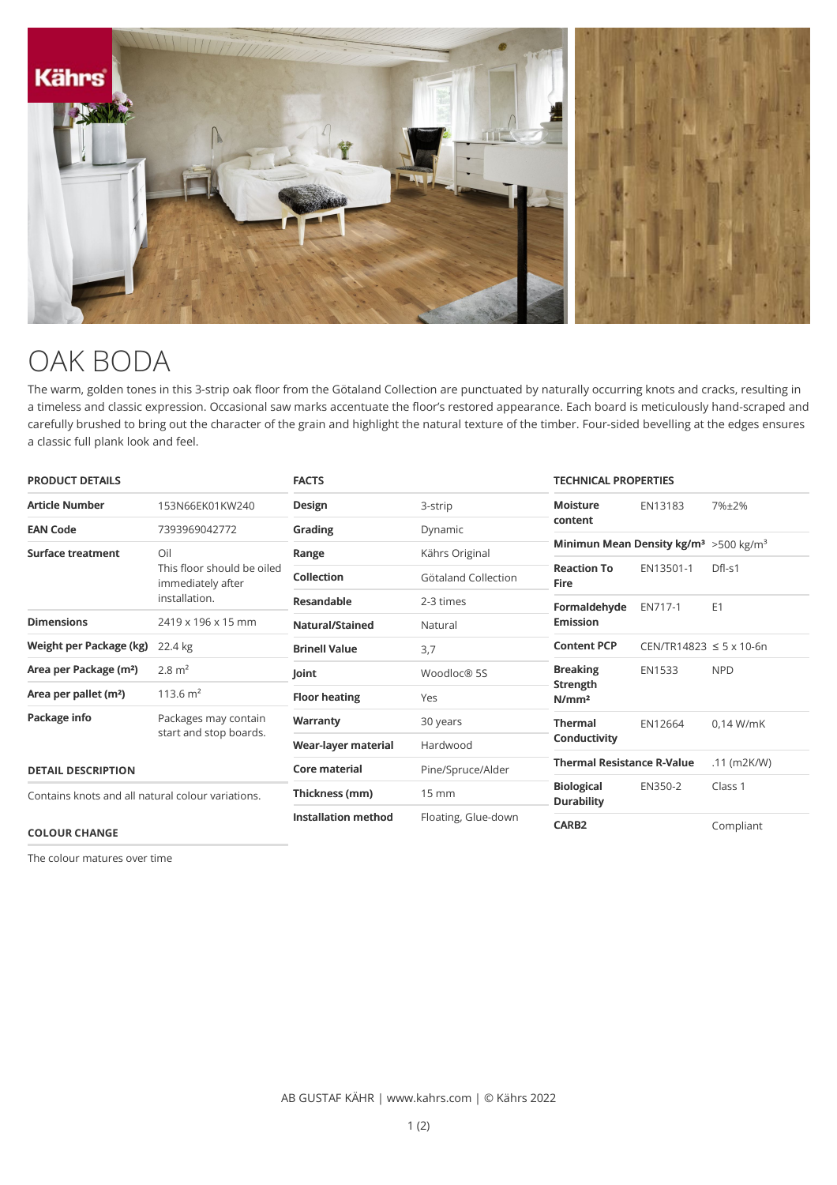# OAK BODA

The warm, golden tones in this 3-strip oak floor from the Götaland Collection are punctuated by naturally occurring knots and cracks, resulting in a timeless and classic expression. Occasional saw marks accentuate the floor's restored appearance. Each board is meticulously hand-scraped and carefully brushed to bring out the character of the grain and highlight the natural texture of the timber. Four-sided bevelling at the edges ensures a classic full plank look and feel.

## PRODUCT DETAILS

| | |
|---|---|
| **Article Number** | 153N66EK01KW240 |
| **EAN Code** | 7393969042772 |
| **Surface treatment** | Oil<br>This floor should be oiled immediately after installation. |
| **Dimensions** | 2419 x 196 x 15 mm |
| **Weight per Package (kg)** | 22.4 kg |
| **Area per Package (m²)** | 2.8 m² |
| **Area per pallet (m²)** | 113.6 m² |
| **Package info** | Packages may contain start and stop boards. |

## DETAIL DESCRIPTION

Contains knots and all natural colour variations.

## COLOUR CHANGE

The colour matures over time

## FACTS

| | |
|---|---|
| **Design** | 3-strip |
| **Grading** | Dynamic |
| **Range** | Kährs Original |
| **Collection** | Götaland Collection |
| **Resandable** | 2-3 times |
| **Natural/Stained** | Natural |
| **Brinell Value** | 3,7 |
| **Joint** | Woodloc® 5S |
| **Floor heating** | Yes |
| **Warranty** | 30 years |
| **Wear-layer material** | Hardwood |
| **Core material** | Pine/Spruce/Alder |
| **Thickness (mm)** | 15 mm |
| **Installation method** | Floating, Glue-down |

## TECHNICAL PROPERTIES

| | | |
|---|---|---|
| **Moisture content** | EN13183 | 7%±2% |
| **Minimun Mean Density kg/m³** | | >500 kg/m³ |
| **Reaction To Fire** | EN13501-1 | Dfl-s1 |
| **Formaldehyde Emission** | EN717-1 | E1 |
| **Content PCP** | CEN/TR14823 | ≤ 5 x 10-6n |
| **Breaking Strength N/mm²** | EN1533 | NPD |
| **Thermal Conductivity** | EN12664 | 0,14 W/mK |
| **Thermal Resistance R-Value** | | .11 (m2K/W) |
| **Biological Durability** | EN350-2 | Class 1 |
| **CARB2** | | Compliant |

AB GUSTAF KÄHR | www.kahrs.com | © Kährs 2022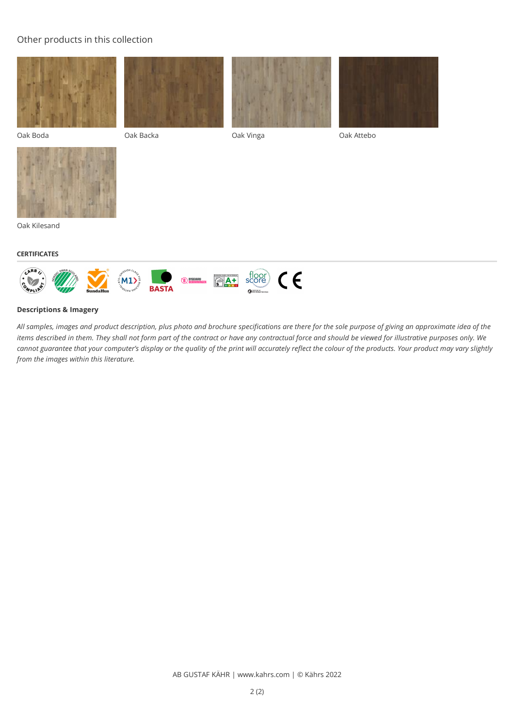Other products in this collection

Oak Boda

Oak Backa

Oak Vinga

Oak Attebo

Oak Kilesand

**CERTIFICATES**

**Descriptions & Imagery**

*All samples, images and product description, plus photo and brochure specifications are there for the sole purpose of giving an approximate idea of the items described in them. They shall not form part of the contract or have any contractual force and should be viewed for illustrative purposes only. We cannot guarantee that your computer's display or the quality of the print will accurately reflect the colour of the products. Your product may vary slightly from the images within this literature.*

AB GUSTAF KÄHR | www.kahrs.com | © Kährs 2022